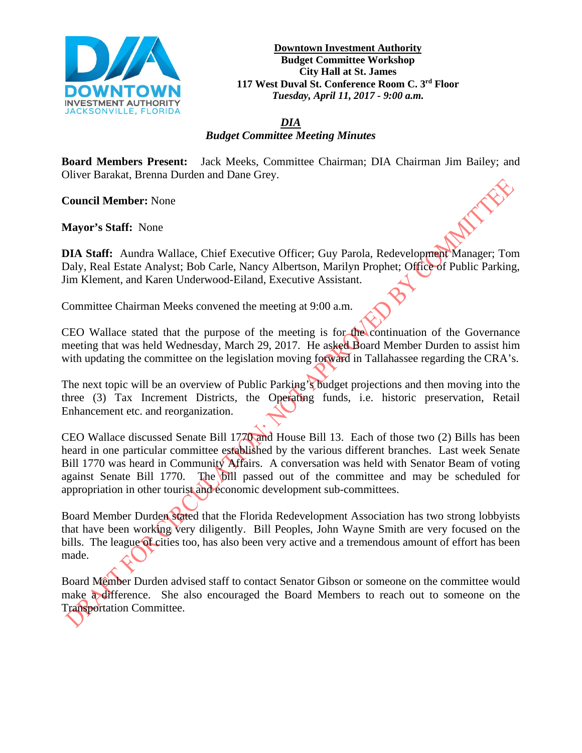**Downtown Investment Authority**
**Budget Committee Workshop**
**City Hall at St. James**
**117 West Duval St. Conference Room C. 3rd Floor**
***Tuesday, April 11, 2017 - 9:00 a.m.***

# *DIA*
## *Budget Committee Meeting Minutes*

**Board Members Present:** Jack Meeks, Committee Chairman; DIA Chairman Jim Bailey; and Oliver Barakat, Brenna Durden and Dane Grey.

**Council Member:** None

**Mayor's Staff:** None

**DIA Staff:** Aundra Wallace, Chief Executive Officer; Guy Parola, Redevelopment Manager; Tom Daly, Real Estate Analyst; Bob Carle, Nancy Albertson, Marilyn Prophet; Office of Public Parking, Jim Klement, and Karen Underwood-Eiland, Executive Assistant.

Committee Chairman Meeks convened the meeting at 9:00 a.m.

CEO Wallace stated that the purpose of the meeting is for the continuation of the Governance meeting that was held Wednesday, March 29, 2017. He asked Board Member Durden to assist him with updating the committee on the legislation moving forward in Tallahassee regarding the CRA's.

The next topic will be an overview of Public Parking's budget projections and then moving into the three (3) Tax Increment Districts, the Operating funds, i.e. historic preservation, Retail Enhancement etc. and reorganization.

CEO Wallace discussed Senate Bill 1770 and House Bill 13. Each of those two (2) Bills has been heard in one particular committee established by the various different branches. Last week Senate Bill 1770 was heard in Community Affairs. A conversation was held with Senator Beam of voting against Senate Bill 1770. The bill passed out of the committee and may be scheduled for appropriation in other tourist and economic development sub-committees.

Board Member Durden stated that the Florida Redevelopment Association has two strong lobbyists that have been working very diligently. Bill Peoples, John Wayne Smith are very focused on the bills. The league of cities too, has also been very active and a tremendous amount of effort has been made.

Board Member Durden advised staff to contact Senator Gibson or someone on the committee would make a difference. She also encouraged the Board Members to reach out to someone on the Transportation Committee.

DRAFT FOR CIRCULATION: NOT APPROVED BY COMMITTEE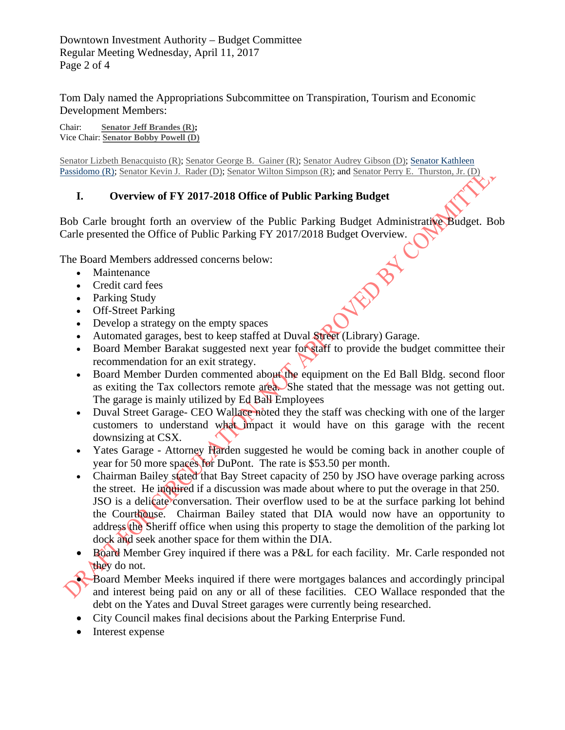Tom Daly named the Appropriations Subcommittee on Transpiration, Tourism and Economic Development Members:

Chair: **Senator Jeff Brandes (R);**
Vice Chair: **Senator Bobby Powell (D)**

Senator Lizbeth Benacquisto (R); Senator George B. Gainer (R); Senator Audrey Gibson (D); Senator Kathleen Passidomo (R); Senator Kevin J. Rader (D); Senator Wilton Simpson (R); and Senator Perry E. Thurston, Jr. (D)

## I. Overview of FY 2017-2018 Office of Public Parking Budget

Bob Carle brought forth an overview of the Public Parking Budget Administrative Budget. Bob Carle presented the Office of Public Parking FY 2017/2018 Budget Overview.

The Board Members addressed concerns below:

- Maintenance
- Credit card fees
- Parking Study
- Off-Street Parking
- Develop a strategy on the empty spaces
- Automated garages, best to keep staffed at Duval Street (Library) Garage.
- Board Member Barakat suggested next year for staff to provide the budget committee their recommendation for an exit strategy.
- Board Member Durden commented about the equipment on the Ed Ball Bldg. second floor as exiting the Tax collectors remote area. She stated that the message was not getting out. The garage is mainly utilized by Ed Ball Employees
- Duval Street Garage- CEO Wallace noted they the staff was checking with one of the larger customers to understand what impact it would have on this garage with the recent downsizing at CSX.
- Yates Garage - Attorney Harden suggested he would be coming back in another couple of year for 50 more spaces for DuPont. The rate is $53.50 per month.
- Chairman Bailey stated that Bay Street capacity of 250 by JSO have overage parking across the street. He inquired if a discussion was made about where to put the overage in that 250. JSO is a delicate conversation. Their overflow used to be at the surface parking lot behind the Courthouse. Chairman Bailey stated that DIA would now have an opportunity to address the Sheriff office when using this property to stage the demolition of the parking lot dock and seek another space for them within the DIA.
- Board Member Grey inquired if there was a P&L for each facility. Mr. Carle responded not they do not.
- Board Member Meeks inquired if there were mortgages balances and accordingly principal and interest being paid on any or all of these facilities. CEO Wallace responded that the debt on the Yates and Duval Street garages were currently being researched.
- City Council makes final decisions about the Parking Enterprise Fund.
- Interest expense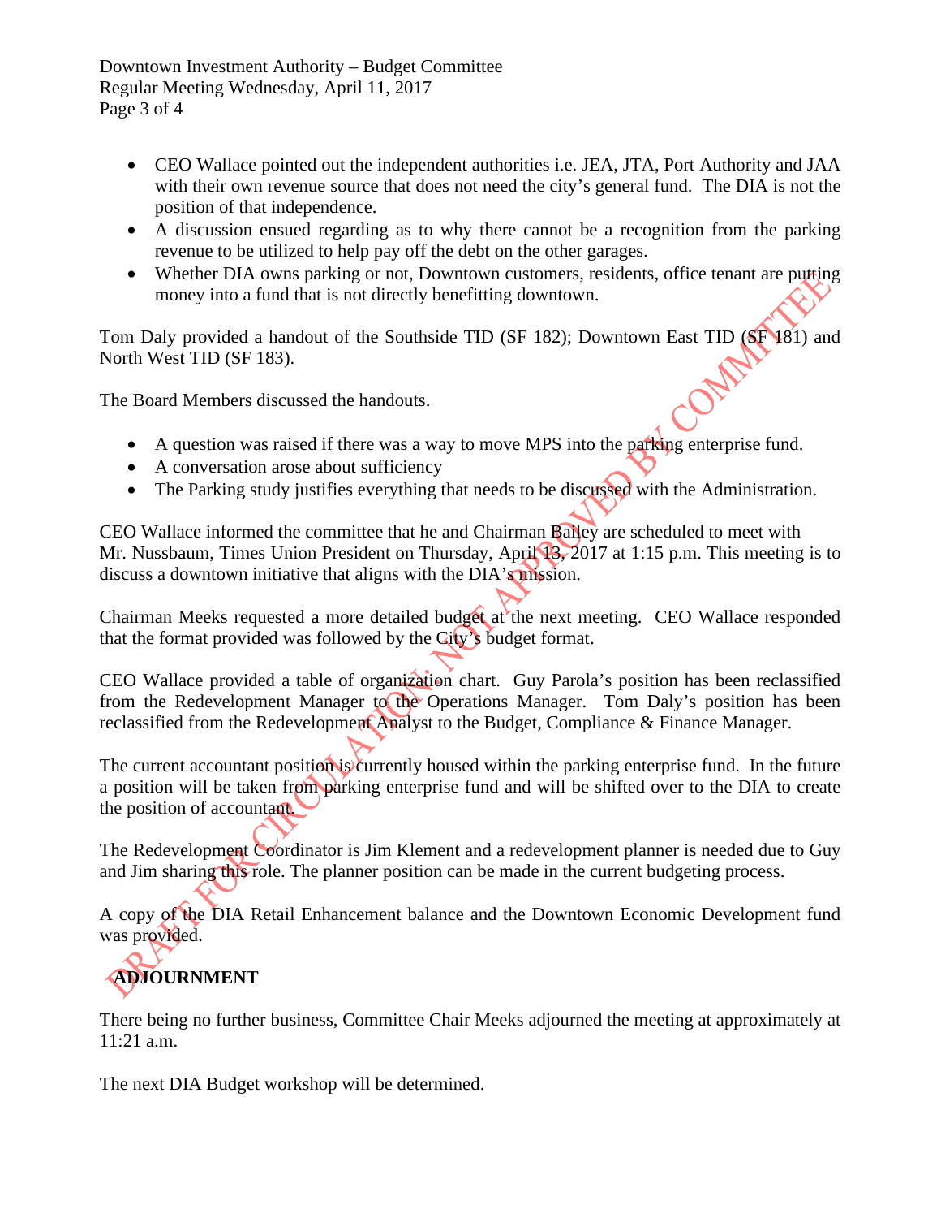- CEO Wallace pointed out the independent authorities i.e. JEA, JTA, Port Authority and JAA with their own revenue source that does not need the city's general fund. The DIA is not the position of that independence.
- A discussion ensued regarding as to why there cannot be a recognition from the parking revenue to be utilized to help pay off the debt on the other garages.
- Whether DIA owns parking or not, Downtown customers, residents, office tenant are putting money into a fund that is not directly benefitting downtown.

Tom Daly provided a handout of the Southside TID (SF 182); Downtown East TID (SF 181) and North West TID (SF 183).

The Board Members discussed the handouts.

- A question was raised if there was a way to move MPS into the parking enterprise fund.
- A conversation arose about sufficiency
- The Parking study justifies everything that needs to be discussed with the Administration.

CEO Wallace informed the committee that he and Chairman Bailey are scheduled to meet with Mr. Nussbaum, Times Union President on Thursday, April 13, 2017 at 1:15 p.m. This meeting is to discuss a downtown initiative that aligns with the DIA's mission.

Chairman Meeks requested a more detailed budget at the next meeting. CEO Wallace responded that the format provided was followed by the City's budget format.

CEO Wallace provided a table of organization chart. Guy Parola's position has been reclassified from the Redevelopment Manager to the Operations Manager. Tom Daly's position has been reclassified from the Redevelopment Analyst to the Budget, Compliance & Finance Manager.

The current accountant position is currently housed within the parking enterprise fund. In the future a position will be taken from parking enterprise fund and will be shifted over to the DIA to create the position of accountant.

The Redevelopment Coordinator is Jim Klement and a redevelopment planner is needed due to Guy and Jim sharing this role. The planner position can be made in the current budgeting process.

A copy of the DIA Retail Enhancement balance and the Downtown Economic Development fund was provided.

**ADJOURNMENT**

There being no further business, Committee Chair Meeks adjourned the meeting at approximately at 11:21 a.m.

The next DIA Budget workshop will be determined.

DRAFT FOR CIRCULATION; NOT APPROVED BY COMMITTEE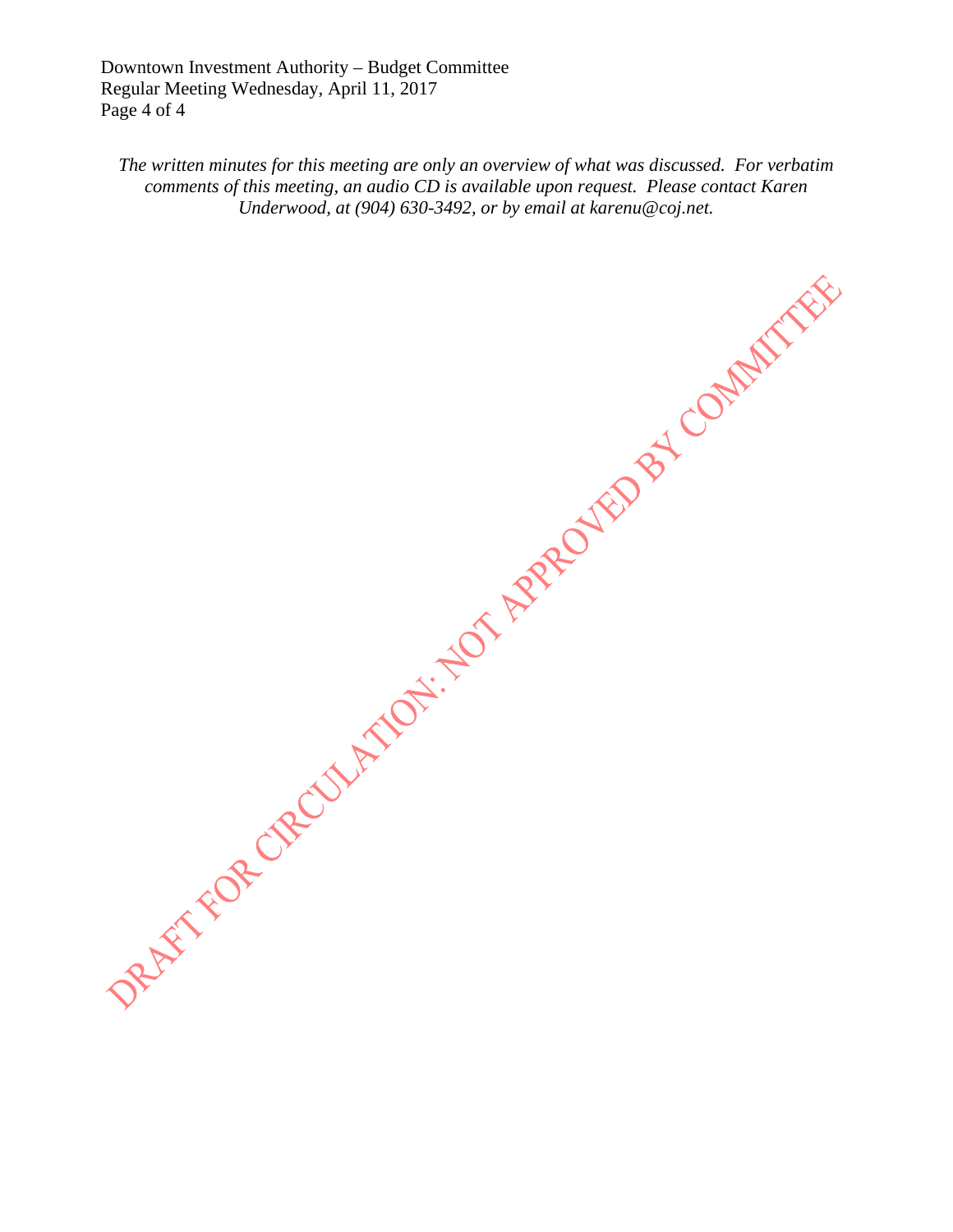*The written minutes for this meeting are only an overview of what was discussed. For verbatim comments of this meeting, an audio CD is available upon request. Please contact Karen Underwood, at (904) 630-3492, or by email at karenu@coj.net.*

DRAFT FOR CIRCULATION: NOT APPROVED BY COMMITTEE